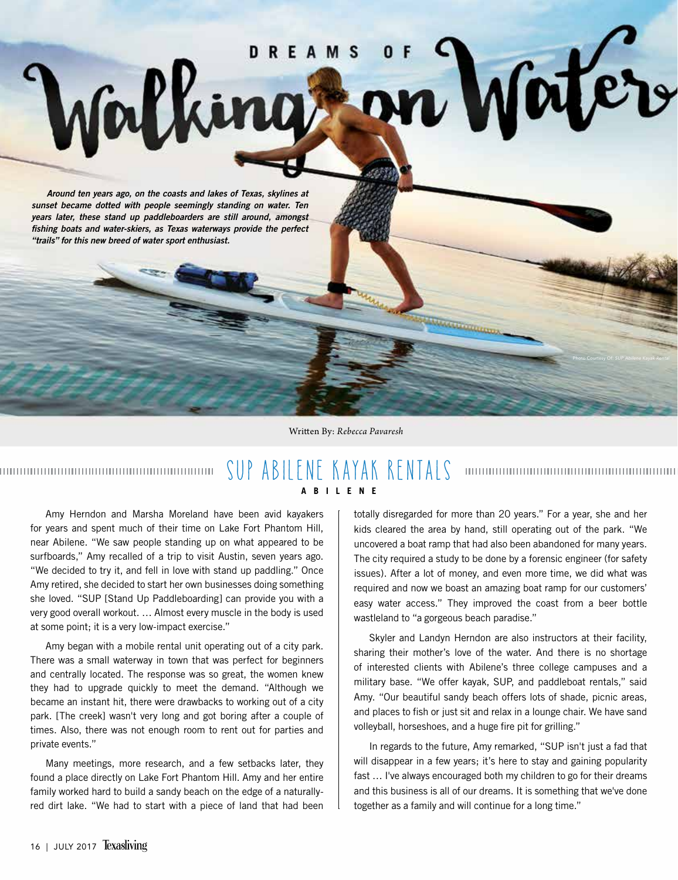# Dreams of Walking on Water

*Around ten years ago, on the coasts and lakes of Texas, skylines at sunset became dotted with people seemingly standing on water. Ten years later, these stand up paddleboarders are still around, amongst fishing boats and water-skiers, as Texas waterways provide the perfect "trails" for this new breed of water sport enthusiast.*

Photo Courtesy Of: SUP Abilene Kayak Rental

Written By: *Rebecca Pavaresh*

## SUP ABILENE KAYAK RENTALS

**ABILENE**

Amy Herndon and Marsha Moreland have been avid kayakers for years and spent much of their time on Lake Fort Phantom Hill, near Abilene. "We saw people standing up on what appeared to be surfboards," Amy recalled of a trip to visit Austin, seven years ago. "We decided to try it, and fell in love with stand up paddling." Once Amy retired, she decided to start her own businesses doing something she loved. "SUP [Stand Up Paddleboarding] can provide you with a very good overall workout. … Almost every muscle in the body is used at some point; it is a very low-impact exercise."

Amy began with a mobile rental unit operating out of a city park. There was a small waterway in town that was perfect for beginners and centrally located. The response was so great, the women knew they had to upgrade quickly to meet the demand. "Although we became an instant hit, there were drawbacks to working out of a city park. [The creek] wasn't very long and got boring after a couple of times. Also, there was not enough room to rent out for parties and private events."

Many meetings, more research, and a few setbacks later, they found a place directly on Lake Fort Phantom Hill. Amy and her entire family worked hard to build a sandy beach on the edge of a naturally-red dirt lake. "We had to start with a piece of land that had been totally disregarded for more than 20 years." For a year, she and her kids cleared the area by hand, still operating out of the park. "We uncovered a boat ramp that had also been abandoned for many years. The city required a study to be done by a forensic engineer (for safety issues). After a lot of money, and even more time, we did what was required and now we boast an amazing boat ramp for our customers' easy water access." They improved the coast from a beer bottle wasteland to "a gorgeous beach paradise."

Skyler and Landyn Herndon are also instructors at their facility, sharing their mother's love of the water. And there is no shortage of interested clients with Abilene's three college campuses and a military base. "We offer kayak, SUP, and paddleboat rentals," said Amy. "Our beautiful sandy beach offers lots of shade, picnic areas, and places to fish or just sit and relax in a lounge chair. We have sand volleyball, horseshoes, and a huge fire pit for grilling."

In regards to the future, Amy remarked, "SUP isn't just a fad that will disappear in a few years; it's here to stay and gaining popularity fast … I've always encouraged both my children to go for their dreams and this business is all of our dreams. It is something that we've done together as a family and will continue for a long time."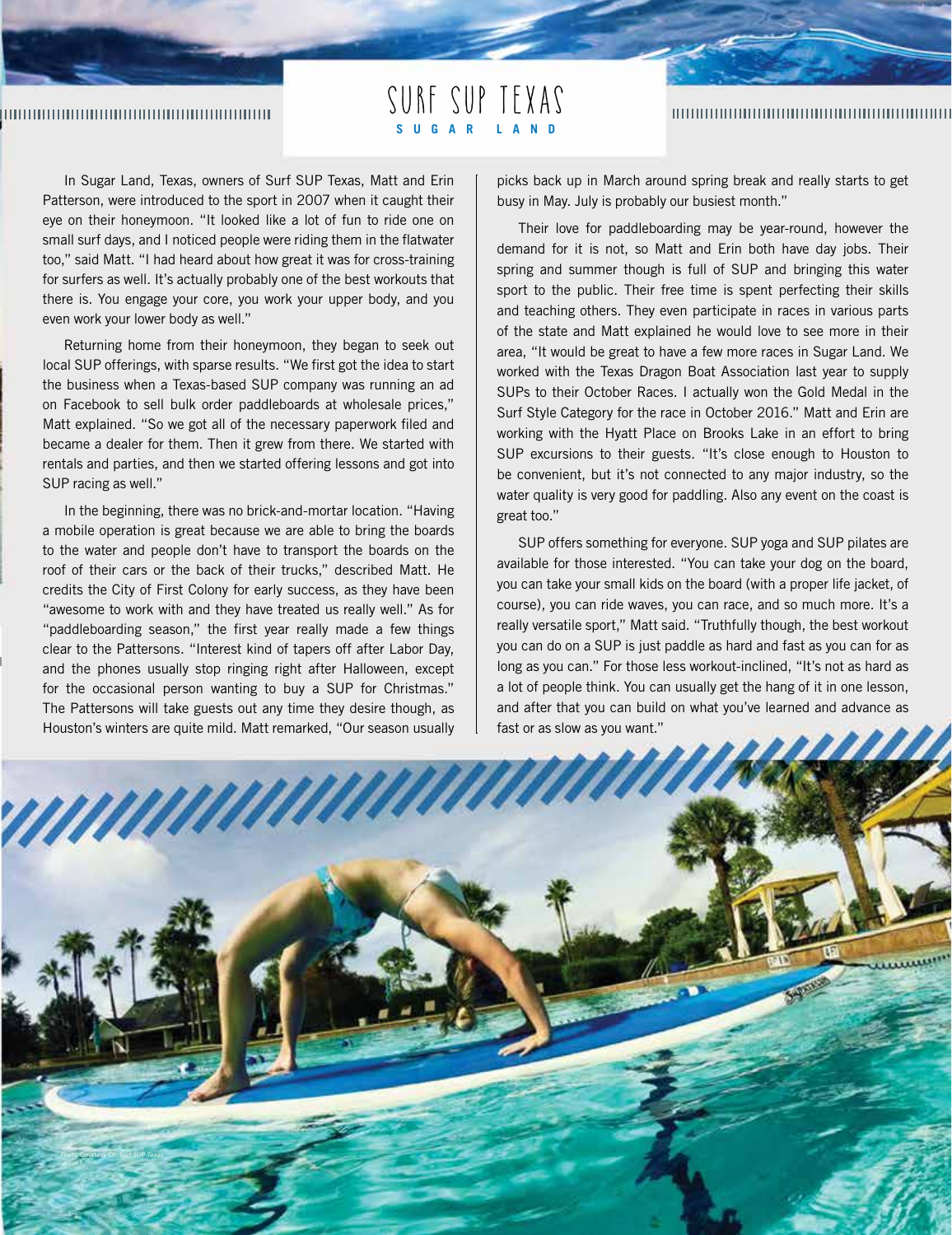# SURF SUP TEXAS

**SUGAR LAND**

In Sugar Land, Texas, owners of Surf SUP Texas, Matt and Erin Patterson, were introduced to the sport in 2007 when it caught their eye on their honeymoon. "It looked like a lot of fun to ride one on small surf days, and I noticed people were riding them in the flatwater too," said Matt. "I had heard about how great it was for cross-training for surfers as well. It's actually probably one of the best workouts that there is. You engage your core, you work your upper body, and you even work your lower body as well."

Returning home from their honeymoon, they began to seek out local SUP offerings, with sparse results. "We first got the idea to start the business when a Texas-based SUP company was running an ad on Facebook to sell bulk order paddleboards at wholesale prices," Matt explained. "So we got all of the necessary paperwork filed and became a dealer for them. Then it grew from there. We started with rentals and parties, and then we started offering lessons and got into SUP racing as well."

In the beginning, there was no brick-and-mortar location. "Having a mobile operation is great because we are able to bring the boards to the water and people don't have to transport the boards on the roof of their cars or the back of their trucks," described Matt. He credits the City of First Colony for early success, as they have been "awesome to work with and they have treated us really well." As for "paddleboarding season," the first year really made a few things clear to the Pattersons. "Interest kind of tapers off after Labor Day, and the phones usually stop ringing right after Halloween, except for the occasional person wanting to buy a SUP for Christmas." The Pattersons will take guests out any time they desire though, as Houston's winters are quite mild. Matt remarked, "Our season usually picks back up in March around spring break and really starts to get busy in May. July is probably our busiest month."

Their love for paddleboarding may be year-round, however the demand for it is not, so Matt and Erin both have day jobs. Their spring and summer though is full of SUP and bringing this water sport to the public. Their free time is spent perfecting their skills and teaching others. They even participate in races in various parts of the state and Matt explained he would love to see more in their area, "It would be great to have a few more races in Sugar Land. We worked with the Texas Dragon Boat Association last year to supply SUPs to their October Races. I actually won the Gold Medal in the Surf Style Category for the race in October 2016." Matt and Erin are working with the Hyatt Place on Brooks Lake in an effort to bring SUP excursions to their guests. "It's close enough to Houston to be convenient, but it's not connected to any major industry, so the water quality is very good for paddling. Also any event on the coast is great too."

SUP offers something for everyone. SUP yoga and SUP pilates are available for those interested. "You can take your dog on the board, you can take your small kids on the board (with a proper life jacket, of course), you can ride waves, you can race, and so much more. It's a really versatile sport," Matt said. "Truthfully though, the best workout you can do on a SUP is just paddle as hard and fast as you can for as long as you can." For those less workout-inclined, "It's not as hard as a lot of people think. You can usually get the hang of it in one lesson, and after that you can build on what you've learned and advance as fast or as slow as you want."

Photo Courtesy Of: Surf SUP Texas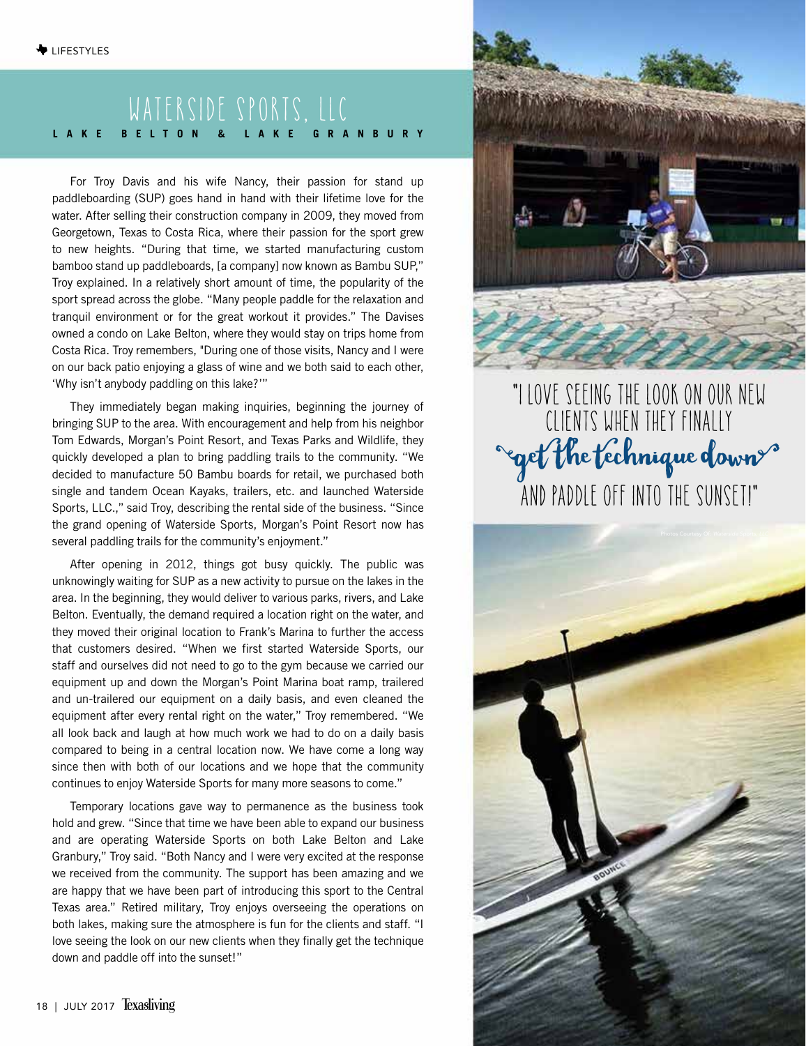# WATERSIDE SPORTS, LLC

**LAKE BELTON & LAKE GRANBURY**

For Troy Davis and his wife Nancy, their passion for stand up paddleboarding (SUP) goes hand in hand with their lifetime love for the water. After selling their construction company in 2009, they moved from Georgetown, Texas to Costa Rica, where their passion for the sport grew to new heights. "During that time, we started manufacturing custom bamboo stand up paddleboards, [a company] now known as Bambu SUP," Troy explained. In a relatively short amount of time, the popularity of the sport spread across the globe. "Many people paddle for the relaxation and tranquil environment or for the great workout it provides." The Davises owned a condo on Lake Belton, where they would stay on trips home from Costa Rica. Troy remembers, "During one of those visits, Nancy and I were on our back patio enjoying a glass of wine and we both said to each other, 'Why isn't anybody paddling on this lake?'"

They immediately began making inquiries, beginning the journey of bringing SUP to the area. With encouragement and help from his neighbor Tom Edwards, Morgan's Point Resort, and Texas Parks and Wildlife, they quickly developed a plan to bring paddling trails to the community. "We decided to manufacture 50 Bambu boards for retail, we purchased both single and tandem Ocean Kayaks, trailers, etc. and launched Waterside Sports, LLC.," said Troy, describing the rental side of the business. "Since the grand opening of Waterside Sports, Morgan's Point Resort now has several paddling trails for the community's enjoyment."

After opening in 2012, things got busy quickly. The public was unknowingly waiting for SUP as a new activity to pursue on the lakes in the area. In the beginning, they would deliver to various parks, rivers, and Lake Belton. Eventually, the demand required a location right on the water, and they moved their original location to Frank's Marina to further the access that customers desired. "When we first started Waterside Sports, our staff and ourselves did not need to go to the gym because we carried our equipment up and down the Morgan's Point Marina boat ramp, trailered and un-trailered our equipment on a daily basis, and even cleaned the equipment after every rental right on the water," Troy remembered. "We all look back and laugh at how much work we had to do on a daily basis compared to being in a central location now. We have come a long way since then with both of our locations and we hope that the community continues to enjoy Waterside Sports for many more seasons to come."

Temporary locations gave way to permanence as the business took hold and grew. "Since that time we have been able to expand our business and are operating Waterside Sports on both Lake Belton and Lake Granbury," Troy said. "Both Nancy and I were very excited at the response we received from the community. The support has been amazing and we are happy that we have been part of introducing this sport to the Central Texas area." Retired military, Troy enjoys overseeing the operations on both lakes, making sure the atmosphere is fun for the clients and staff. "I love seeing the look on our new clients when they finally get the technique down and paddle off into the sunset!"

"I LOVE SEEING THE LOOK ON OUR NEW CLIENTS WHEN THEY FINALLY *get the technique down* AND PADDLE OFF INTO THE SUNSET!"

Photos Courtesy Of: Waterside Sports, LLC